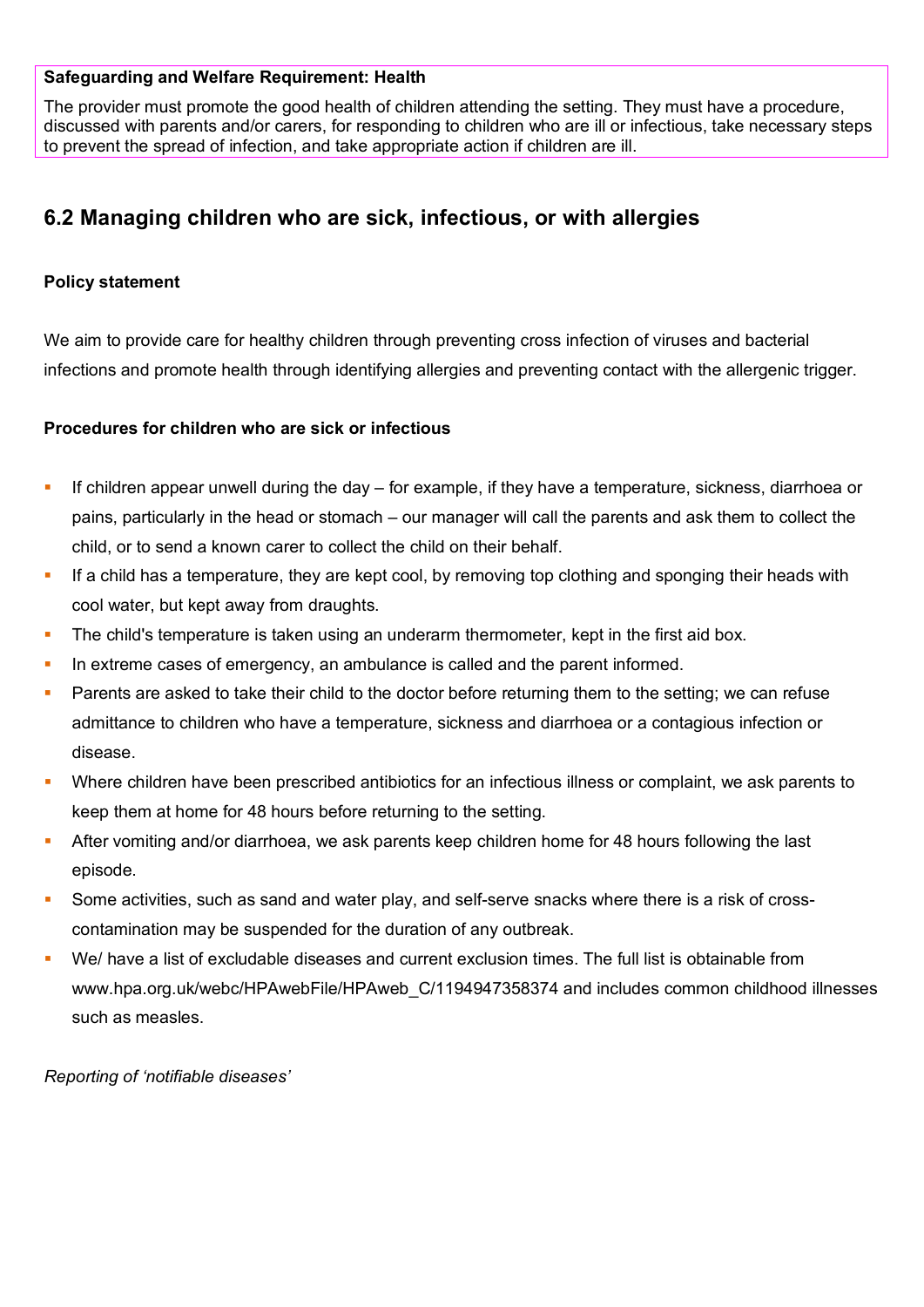**Safeguarding and Welfare Requirement: Health**

The provider must promote the good health of children attending the setting. They must have a procedure, discussed with parents and/or carers, for responding to children who are ill or infectious, take necessary steps to prevent the spread of infection, and take appropriate action if children are ill.

## 6.2 Managing children who are sick, infectious, or with allergies

**Policy statement**

We aim to provide care for healthy children through preventing cross infection of viruses and bacterial infections and promote health through identifying allergies and preventing contact with the allergenic trigger.

**Procedures for children who are sick or infectious**

- If children appear unwell during the day – for example, if they have a temperature, sickness, diarrhoea or pains, particularly in the head or stomach – our manager will call the parents and ask them to collect the child, or to send a known carer to collect the child on their behalf.
- If a child has a temperature, they are kept cool, by removing top clothing and sponging their heads with cool water, but kept away from draughts.
- The child's temperature is taken using an underarm thermometer, kept in the first aid box.
- In extreme cases of emergency, an ambulance is called and the parent informed.
- Parents are asked to take their child to the doctor before returning them to the setting; we can refuse admittance to children who have a temperature, sickness and diarrhoea or a contagious infection or disease.
- Where children have been prescribed antibiotics for an infectious illness or complaint, we ask parents to keep them at home for 48 hours before returning to the setting.
- After vomiting and/or diarrhoea, we ask parents keep children home for 48 hours following the last episode.
- Some activities, such as sand and water play, and self-serve snacks where there is a risk of cross-contamination may be suspended for the duration of any outbreak.
- We/ have a list of excludable diseases and current exclusion times. The full list is obtainable from www.hpa.org.uk/webc/HPAwebFile/HPAweb_C/1194947358374 and includes common childhood illnesses such as measles.

*Reporting of 'notifiable diseases'*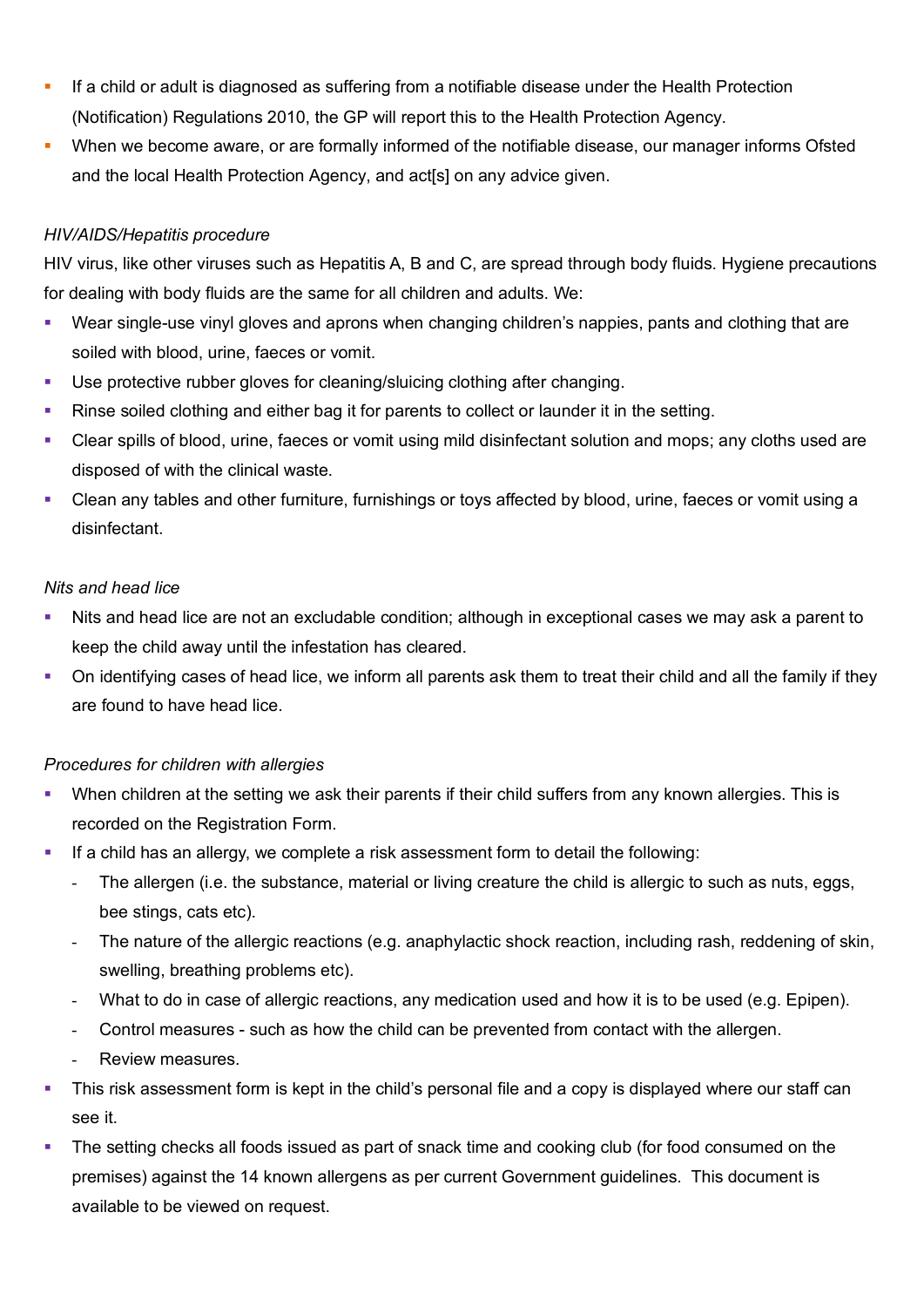- If a child or adult is diagnosed as suffering from a notifiable disease under the Health Protection (Notification) Regulations 2010, the GP will report this to the Health Protection Agency.
- When we become aware, or are formally informed of the notifiable disease, our manager informs Ofsted and the local Health Protection Agency, and act[s] on any advice given.

*HIV/AIDS/Hepatitis procedure*

HIV virus, like other viruses such as Hepatitis A, B and C, are spread through body fluids. Hygiene precautions for dealing with body fluids are the same for all children and adults. We:

- Wear single-use vinyl gloves and aprons when changing children's nappies, pants and clothing that are soiled with blood, urine, faeces or vomit.
- Use protective rubber gloves for cleaning/sluicing clothing after changing.
- Rinse soiled clothing and either bag it for parents to collect or launder it in the setting.
- Clear spills of blood, urine, faeces or vomit using mild disinfectant solution and mops; any cloths used are disposed of with the clinical waste.
- Clean any tables and other furniture, furnishings or toys affected by blood, urine, faeces or vomit using a disinfectant.

*Nits and head lice*

- Nits and head lice are not an excludable condition; although in exceptional cases we may ask a parent to keep the child away until the infestation has cleared.
- On identifying cases of head lice, we inform all parents ask them to treat their child and all the family if they are found to have head lice.

*Procedures for children with allergies*

- When children at the setting we ask their parents if their child suffers from any known allergies. This is recorded on the Registration Form.
- If a child has an allergy, we complete a risk assessment form to detail the following:
  - The allergen (i.e. the substance, material or living creature the child is allergic to such as nuts, eggs, bee stings, cats etc).
  - The nature of the allergic reactions (e.g. anaphylactic shock reaction, including rash, reddening of skin, swelling, breathing problems etc).
  - What to do in case of allergic reactions, any medication used and how it is to be used (e.g. Epipen).
  - Control measures - such as how the child can be prevented from contact with the allergen.
  - Review measures.
- This risk assessment form is kept in the child's personal file and a copy is displayed where our staff can see it.
- The setting checks all foods issued as part of snack time and cooking club (for food consumed on the premises) against the 14 known allergens as per current Government guidelines. This document is available to be viewed on request.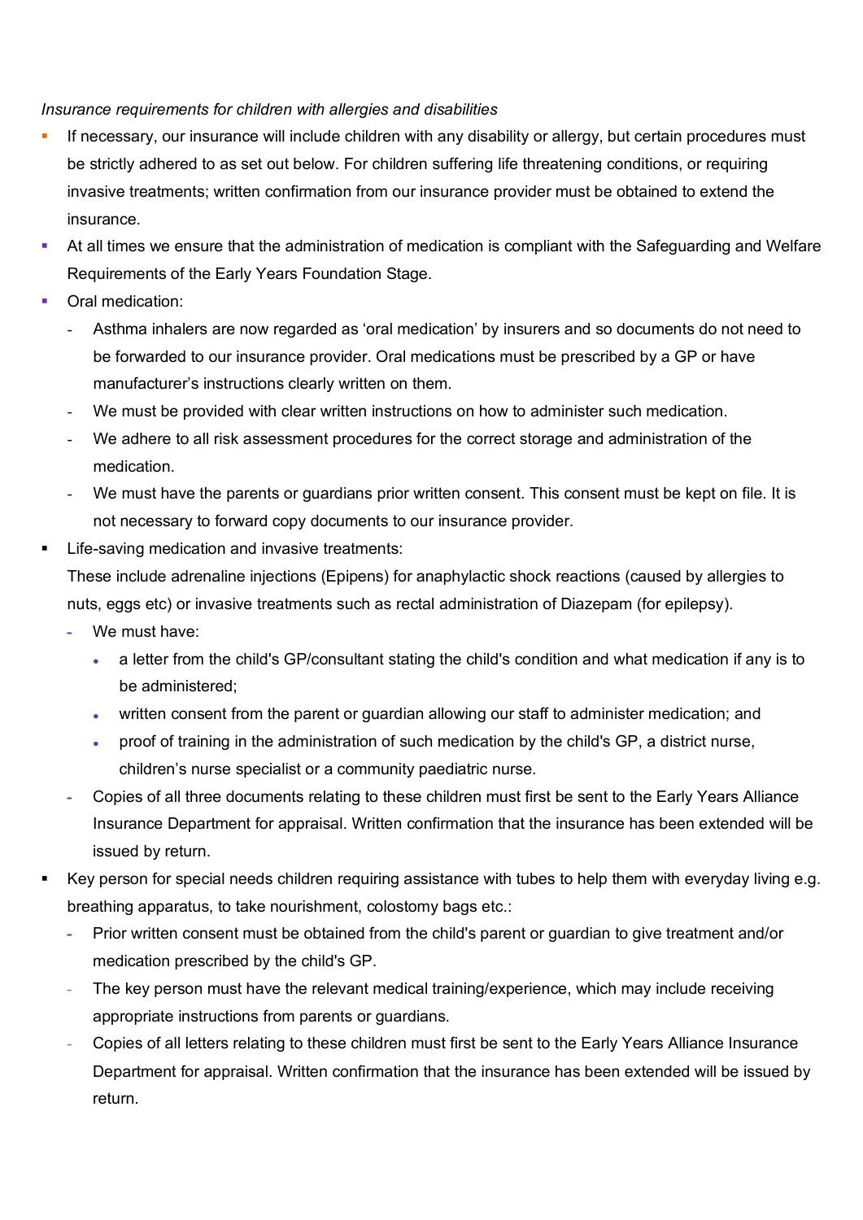*Insurance requirements for children with allergies and disabilities*

- If necessary, our insurance will include children with any disability or allergy, but certain procedures must be strictly adhered to as set out below. For children suffering life threatening conditions, or requiring invasive treatments; written confirmation from our insurance provider must be obtained to extend the insurance.
- At all times we ensure that the administration of medication is compliant with the Safeguarding and Welfare Requirements of the Early Years Foundation Stage.
- Oral medication:
  - Asthma inhalers are now regarded as 'oral medication' by insurers and so documents do not need to be forwarded to our insurance provider. Oral medications must be prescribed by a GP or have manufacturer's instructions clearly written on them.
  - We must be provided with clear written instructions on how to administer such medication.
  - We adhere to all risk assessment procedures for the correct storage and administration of the medication.
  - We must have the parents or guardians prior written consent. This consent must be kept on file. It is not necessary to forward copy documents to our insurance provider.
- Life-saving medication and invasive treatments:
  
  These include adrenaline injections (Epipens) for anaphylactic shock reactions (caused by allergies to nuts, eggs etc) or invasive treatments such as rectal administration of Diazepam (for epilepsy).
  - We must have:
    - a letter from the child's GP/consultant stating the child's condition and what medication if any is to be administered;
    - written consent from the parent or guardian allowing our staff to administer medication; and
    - proof of training in the administration of such medication by the child's GP, a district nurse, children's nurse specialist or a community paediatric nurse.
  - Copies of all three documents relating to these children must first be sent to the Early Years Alliance Insurance Department for appraisal. Written confirmation that the insurance has been extended will be issued by return.
- Key person for special needs children requiring assistance with tubes to help them with everyday living e.g. breathing apparatus, to take nourishment, colostomy bags etc.:
  - Prior written consent must be obtained from the child's parent or guardian to give treatment and/or medication prescribed by the child's GP.
  - The key person must have the relevant medical training/experience, which may include receiving appropriate instructions from parents or guardians.
  - Copies of all letters relating to these children must first be sent to the Early Years Alliance Insurance Department for appraisal. Written confirmation that the insurance has been extended will be issued by return.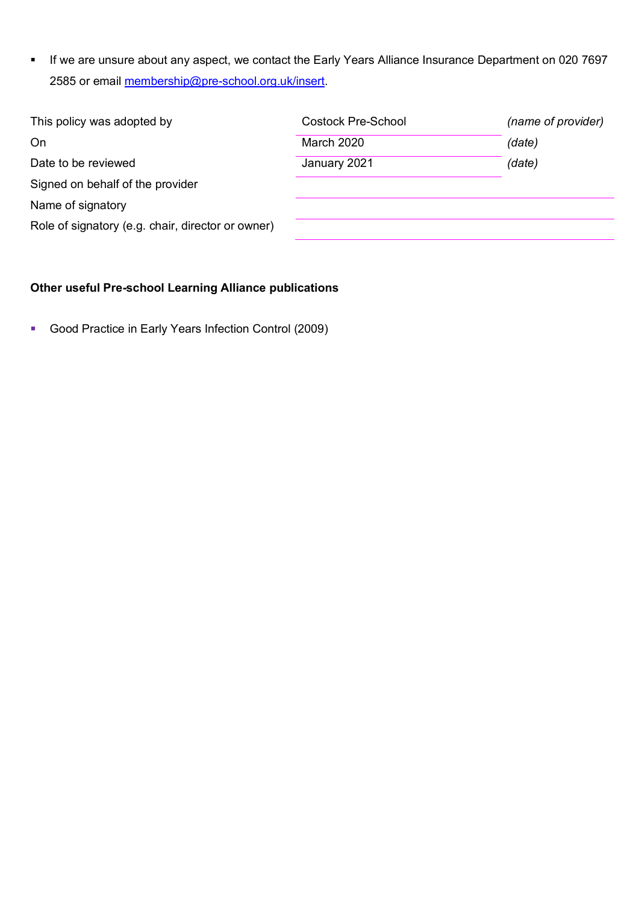- If we are unsure about any aspect, we contact the Early Years Alliance Insurance Department on 020 7697 2585 or email membership@pre-school.org.uk/insert.

| | | |
|---|---|---|
| This policy was adopted by | Costock Pre-School | *(name of provider)* |
| On | March 2020 | *(date)* |
| Date to be reviewed | January 2021 | *(date)* |
| Signed on behalf of the provider | | |
| Name of signatory | | |
| Role of signatory (e.g. chair, director or owner) | | |

**Other useful Pre-school Learning Alliance publications**

- Good Practice in Early Years Infection Control (2009)